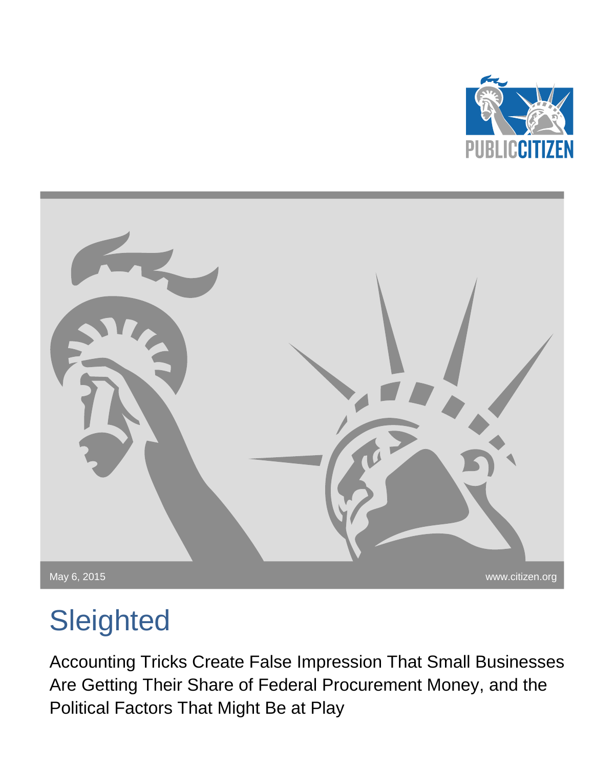PUBLIC CITIZEN

May 6, 2015

www.citizen.org

# Sleighted

Accounting Tricks Create False Impression That Small Businesses Are Getting Their Share of Federal Procurement Money, and the Political Factors That Might Be at Play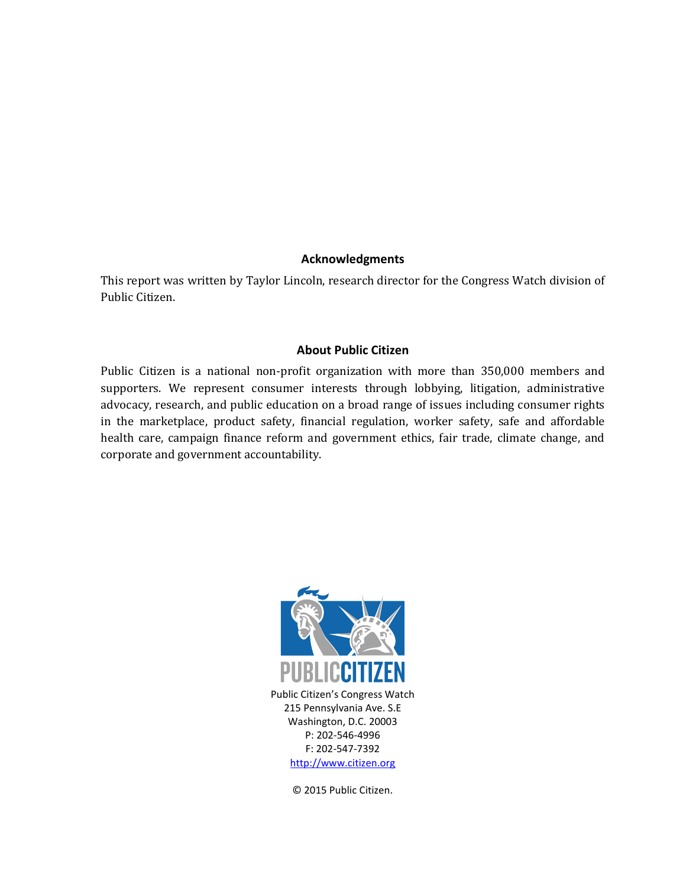## Acknowledgments

This report was written by Taylor Lincoln, research director for the Congress Watch division of Public Citizen.

## About Public Citizen

Public Citizen is a national non-profit organization with more than 350,000 members and supporters. We represent consumer interests through lobbying, litigation, administrative advocacy, research, and public education on a broad range of issues including consumer rights in the marketplace, product safety, financial regulation, worker safety, safe and affordable health care, campaign finance reform and government ethics, fair trade, climate change, and corporate and government accountability.

PUBLIC CITIZEN

Public Citizen's Congress Watch
215 Pennsylvania Ave. S.E
Washington, D.C. 20003
P: 202-546-4996
F: 202-547-7392
http://www.citizen.org

© 2015 Public Citizen.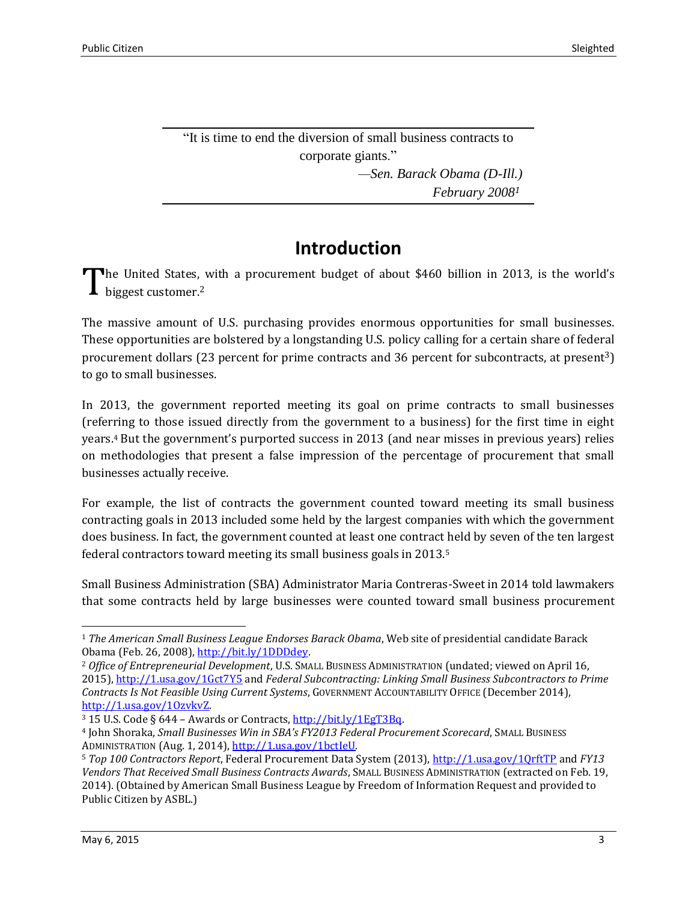> "It is time to end the diversion of small business contracts to corporate giants."
>
> —*Sen. Barack Obama (D-Ill.)*
> *February 2008*[1]

# Introduction

The United States, with a procurement budget of about $460 billion in 2013, is the world's biggest customer.[2]

The massive amount of U.S. purchasing provides enormous opportunities for small businesses. These opportunities are bolstered by a longstanding U.S. policy calling for a certain share of federal procurement dollars (23 percent for prime contracts and 36 percent for subcontracts, at present[3]) to go to small businesses.

In 2013, the government reported meeting its goal on prime contracts to small businesses (referring to those issued directly from the government to a business) for the first time in eight years.[4] But the government's purported success in 2013 (and near misses in previous years) relies on methodologies that present a false impression of the percentage of procurement that small businesses actually receive.

For example, the list of contracts the government counted toward meeting its small business contracting goals in 2013 included some held by the largest companies with which the government does business. In fact, the government counted at least one contract held by seven of the ten largest federal contractors toward meeting its small business goals in 2013.[5]

Small Business Administration (SBA) Administrator Maria Contreras-Sweet in 2014 told lawmakers that some contracts held by large businesses were counted toward small business procurement

---

[1] *The American Small Business League Endorses Barack Obama*, Web site of presidential candidate Barack Obama (Feb. 26, 2008), http://bit.ly/1DDDdey.

[2] *Office of Entrepreneurial Development*, U.S. SMALL BUSINESS ADMINISTRATION (undated; viewed on April 16, 2015), http://1.usa.gov/1Gct7Y5 and *Federal Subcontracting: Linking Small Business Subcontractors to Prime Contracts Is Not Feasible Using Current Systems*, GOVERNMENT ACCOUNTABILITY OFFICE (December 2014), http://1.usa.gov/1OzvkvZ.

[3] 15 U.S. Code § 644 – Awards or Contracts, http://bit.ly/1EgT3Bq.

[4] John Shoraka, *Small Businesses Win in SBA's FY2013 Federal Procurement Scorecard*, SMALL BUSINESS ADMINISTRATION (Aug. 1, 2014), http://1.usa.gov/1bctIeU.

[5] *Top 100 Contractors Report*, Federal Procurement Data System (2013), http://1.usa.gov/1QrftTP and *FY13 Vendors That Received Small Business Contracts Awards*, SMALL BUSINESS ADMINISTRATION (extracted on Feb. 19, 2014). (Obtained by American Small Business League by Freedom of Information Request and provided to Public Citizen by ASBL.)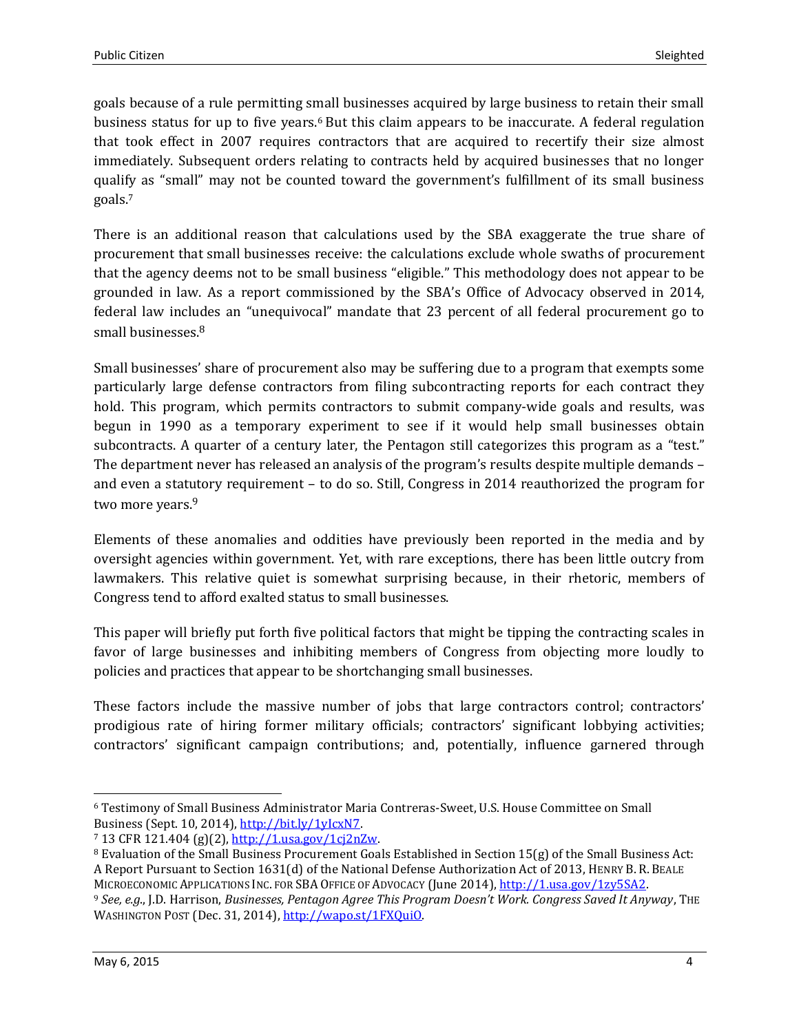goals because of a rule permitting small businesses acquired by large business to retain their small business status for up to five years.[6] But this claim appears to be inaccurate. A federal regulation that took effect in 2007 requires contractors that are acquired to recertify their size almost immediately. Subsequent orders relating to contracts held by acquired businesses that no longer qualify as "small" may not be counted toward the government's fulfillment of its small business goals.[7]

There is an additional reason that calculations used by the SBA exaggerate the true share of procurement that small businesses receive: the calculations exclude whole swaths of procurement that the agency deems not to be small business "eligible." This methodology does not appear to be grounded in law. As a report commissioned by the SBA's Office of Advocacy observed in 2014, federal law includes an "unequivocal" mandate that 23 percent of all federal procurement go to small businesses.[8]

Small businesses' share of procurement also may be suffering due to a program that exempts some particularly large defense contractors from filing subcontracting reports for each contract they hold. This program, which permits contractors to submit company-wide goals and results, was begun in 1990 as a temporary experiment to see if it would help small businesses obtain subcontracts. A quarter of a century later, the Pentagon still categorizes this program as a "test." The department never has released an analysis of the program's results despite multiple demands – and even a statutory requirement – to do so. Still, Congress in 2014 reauthorized the program for two more years.[9]

Elements of these anomalies and oddities have previously been reported in the media and by oversight agencies within government. Yet, with rare exceptions, there has been little outcry from lawmakers. This relative quiet is somewhat surprising because, in their rhetoric, members of Congress tend to afford exalted status to small businesses.

This paper will briefly put forth five political factors that might be tipping the contracting scales in favor of large businesses and inhibiting members of Congress from objecting more loudly to policies and practices that appear to be shortchanging small businesses.

These factors include the massive number of jobs that large contractors control; contractors' prodigious rate of hiring former military officials; contractors' significant lobbying activities; contractors' significant campaign contributions; and, potentially, influence garnered through

---

[6] Testimony of Small Business Administrator Maria Contreras-Sweet, U.S. House Committee on Small Business (Sept. 10, 2014), http://bit.ly/1yIcxN7.

[7] 13 CFR 121.404 (g)(2), http://1.usa.gov/1cj2nZw.

[8] Evaluation of the Small Business Procurement Goals Established in Section 15(g) of the Small Business Act: A Report Pursuant to Section 1631(d) of the National Defense Authorization Act of 2013, HENRY B. R. BEALE MICROECONOMIC APPLICATIONS INC. FOR SBA OFFICE OF ADVOCACY (June 2014), http://1.usa.gov/1zy5SA2.

[9] *See, e.g.*, J.D. Harrison, *Businesses, Pentagon Agree This Program Doesn't Work. Congress Saved It Anyway*, THE WASHINGTON POST (Dec. 31, 2014), http://wapo.st/1FXQuiO.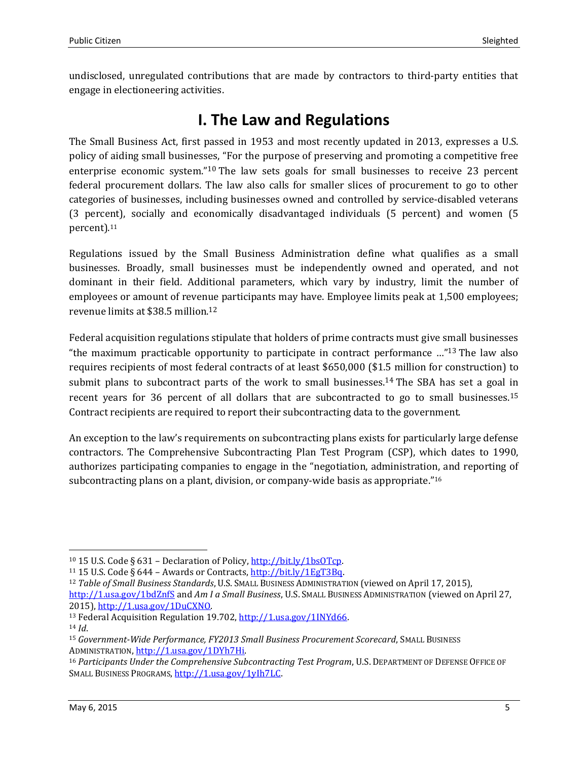undisclosed, unregulated contributions that are made by contractors to third-party entities that engage in electioneering activities.

# I. The Law and Regulations

The Small Business Act, first passed in 1953 and most recently updated in 2013, expresses a U.S. policy of aiding small businesses, "For the purpose of preserving and promoting a competitive free enterprise economic system."[10] The law sets goals for small businesses to receive 23 percent federal procurement dollars. The law also calls for smaller slices of procurement to go to other categories of businesses, including businesses owned and controlled by service-disabled veterans (3 percent), socially and economically disadvantaged individuals (5 percent) and women (5 percent).[11]

Regulations issued by the Small Business Administration define what qualifies as a small businesses. Broadly, small businesses must be independently owned and operated, and not dominant in their field. Additional parameters, which vary by industry, limit the number of employees or amount of revenue participants may have. Employee limits peak at 1,500 employees; revenue limits at $38.5 million.[12]

Federal acquisition regulations stipulate that holders of prime contracts must give small businesses "the maximum practicable opportunity to participate in contract performance …"[13] The law also requires recipients of most federal contracts of at least $650,000 ($1.5 million for construction) to submit plans to subcontract parts of the work to small businesses.[14] The SBA has set a goal in recent years for 36 percent of all dollars that are subcontracted to go to small businesses.[15] Contract recipients are required to report their subcontracting data to the government.

An exception to the law's requirements on subcontracting plans exists for particularly large defense contractors. The Comprehensive Subcontracting Plan Test Program (CSP), which dates to 1990, authorizes participating companies to engage in the "negotiation, administration, and reporting of subcontracting plans on a plant, division, or company-wide basis as appropriate."[16]

---

[10] 15 U.S. Code § 631 – Declaration of Policy, http://bit.ly/1bsOTcp.

[11] 15 U.S. Code § 644 – Awards or Contracts, http://bit.ly/1EgT3Bq.

[12] *Table of Small Business Standards*, U.S. SMALL BUSINESS ADMINISTRATION (viewed on April 17, 2015), http://1.usa.gov/1bdZnfS and *Am I a Small Business*, U.S. SMALL BUSINESS ADMINISTRATION (viewed on April 27, 2015), http://1.usa.gov/1DuCXNO.

[13] Federal Acquisition Regulation 19.702, http://1.usa.gov/1INYd66.

[14] *Id*.

[15] *Government-Wide Performance, FY2013 Small Business Procurement Scorecard*, SMALL BUSINESS ADMINISTRATION, http://1.usa.gov/1DYh7Hi.

[16] *Participants Under the Comprehensive Subcontracting Test Program*, U.S. DEPARTMENT OF DEFENSE OFFICE OF SMALL BUSINESS PROGRAMS, http://1.usa.gov/1yIh7LC.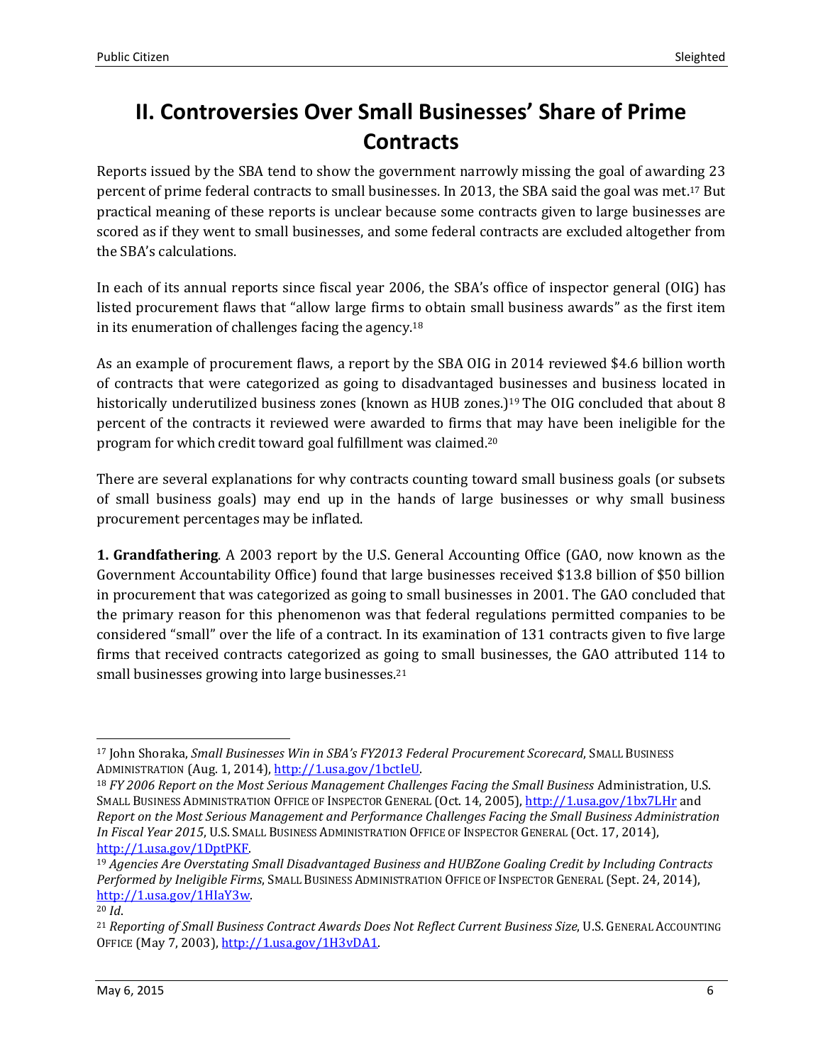## II. Controversies Over Small Businesses' Share of Prime Contracts

Reports issued by the SBA tend to show the government narrowly missing the goal of awarding 23 percent of prime federal contracts to small businesses. In 2013, the SBA said the goal was met.[17] But practical meaning of these reports is unclear because some contracts given to large businesses are scored as if they went to small businesses, and some federal contracts are excluded altogether from the SBA's calculations.

In each of its annual reports since fiscal year 2006, the SBA's office of inspector general (OIG) has listed procurement flaws that "allow large firms to obtain small business awards" as the first item in its enumeration of challenges facing the agency.[18]

As an example of procurement flaws, a report by the SBA OIG in 2014 reviewed $4.6 billion worth of contracts that were categorized as going to disadvantaged businesses and business located in historically underutilized business zones (known as HUB zones.)[19] The OIG concluded that about 8 percent of the contracts it reviewed were awarded to firms that may have been ineligible for the program for which credit toward goal fulfillment was claimed.[20]

There are several explanations for why contracts counting toward small business goals (or subsets of small business goals) may end up in the hands of large businesses or why small business procurement percentages may be inflated.

**1. Grandfathering**. A 2003 report by the U.S. General Accounting Office (GAO, now known as the Government Accountability Office) found that large businesses received $13.8 billion of $50 billion in procurement that was categorized as going to small businesses in 2001. The GAO concluded that the primary reason for this phenomenon was that federal regulations permitted companies to be considered "small" over the life of a contract. In its examination of 131 contracts given to five large firms that received contracts categorized as going to small businesses, the GAO attributed 114 to small businesses growing into large businesses.[21]

---

[17] John Shoraka, *Small Businesses Win in SBA's FY2013 Federal Procurement Scorecard*, SMALL BUSINESS ADMINISTRATION (Aug. 1, 2014), http://1.usa.gov/1bctIeU.

[18] *FY 2006 Report on the Most Serious Management Challenges Facing the Small Business* Administration, U.S. SMALL BUSINESS ADMINISTRATION OFFICE OF INSPECTOR GENERAL (Oct. 14, 2005), http://1.usa.gov/1bx7LHr and *Report on the Most Serious Management and Performance Challenges Facing the Small Business Administration In Fiscal Year 2015*, U.S. SMALL BUSINESS ADMINISTRATION OFFICE OF INSPECTOR GENERAL (Oct. 17, 2014), http://1.usa.gov/1DptPKF.

[19] *Agencies Are Overstating Small Disadvantaged Business and HUBZone Goaling Credit by Including Contracts Performed by Ineligible Firms*, SMALL BUSINESS ADMINISTRATION OFFICE OF INSPECTOR GENERAL (Sept. 24, 2014), http://1.usa.gov/1HIaY3w.

[20] *Id*.

[21] *Reporting of Small Business Contract Awards Does Not Reflect Current Business Size*, U.S. GENERAL ACCOUNTING OFFICE (May 7, 2003), http://1.usa.gov/1H3vDA1.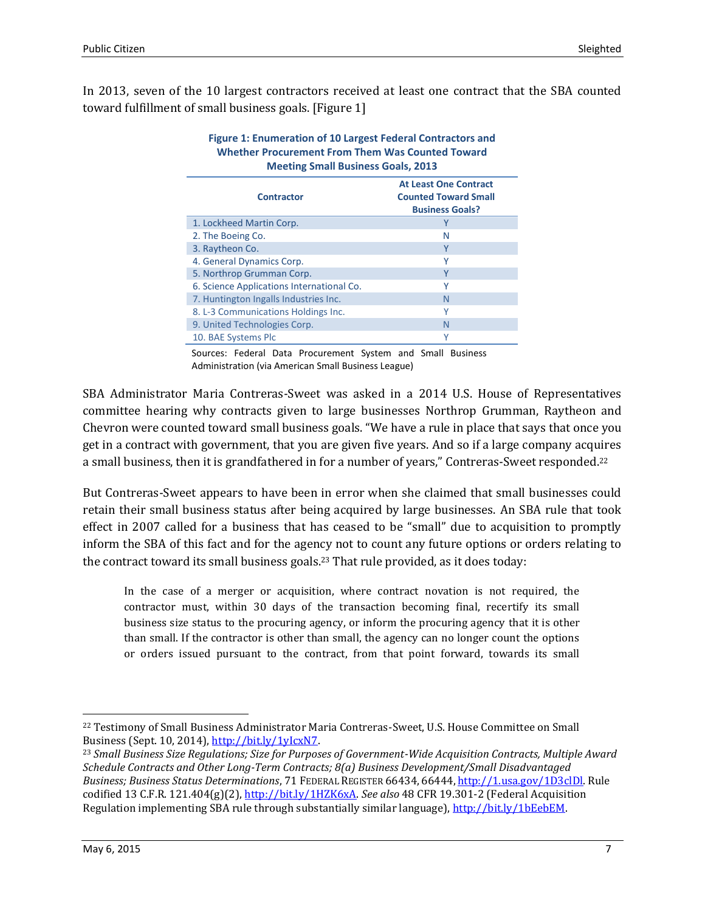In 2013, seven of the 10 largest contractors received at least one contract that the SBA counted toward fulfillment of small business goals. [Figure 1]

**Figure 1: Enumeration of 10 Largest Federal Contractors and Whether Procurement From Them Was Counted Toward Meeting Small Business Goals, 2013**

| Contractor | At Least One Contract Counted Toward Small Business Goals? |
|---|---|
| 1. Lockheed Martin Corp. | Y |
| 2. The Boeing Co. | N |
| 3. Raytheon Co. | Y |
| 4. General Dynamics Corp. | Y |
| 5. Northrop Grumman Corp. | Y |
| 6. Science Applications International Co. | Y |
| 7. Huntington Ingalls Industries Inc. | N |
| 8. L-3 Communications Holdings Inc. | Y |
| 9. United Technologies Corp. | N |
| 10. BAE Systems Plc | Y |

Sources: Federal Data Procurement System and Small Business Administration (via American Small Business League)

SBA Administrator Maria Contreras-Sweet was asked in a 2014 U.S. House of Representatives committee hearing why contracts given to large businesses Northrop Grumman, Raytheon and Chevron were counted toward small business goals. "We have a rule in place that says that once you get in a contract with government, that you are given five years. And so if a large company acquires a small business, then it is grandfathered in for a number of years," Contreras-Sweet responded.[22]

But Contreras-Sweet appears to have been in error when she claimed that small businesses could retain their small business status after being acquired by large businesses. An SBA rule that took effect in 2007 called for a business that has ceased to be "small" due to acquisition to promptly inform the SBA of this fact and for the agency not to count any future options or orders relating to the contract toward its small business goals.[23] That rule provided, as it does today:

> In the case of a merger or acquisition, where contract novation is not required, the contractor must, within 30 days of the transaction becoming final, recertify its small business size status to the procuring agency, or inform the procuring agency that it is other than small. If the contractor is other than small, the agency can no longer count the options or orders issued pursuant to the contract, from that point forward, towards its small

---

[22] Testimony of Small Business Administrator Maria Contreras-Sweet, U.S. House Committee on Small Business (Sept. 10, 2014), http://bit.ly/1yIcxN7.

[23] *Small Business Size Regulations; Size for Purposes of Government-Wide Acquisition Contracts, Multiple Award Schedule Contracts and Other Long-Term Contracts; 8(a) Business Development/Small Disadvantaged Business; Business Status Determinations*, 71 FEDERAL REGISTER 66434, 66444, http://1.usa.gov/1D3clDl. Rule codified 13 C.F.R. 121.404(g)(2), http://bit.ly/1HZK6xA. *See also* 48 CFR 19.301-2 (Federal Acquisition Regulation implementing SBA rule through substantially similar language), http://bit.ly/1bEebEM.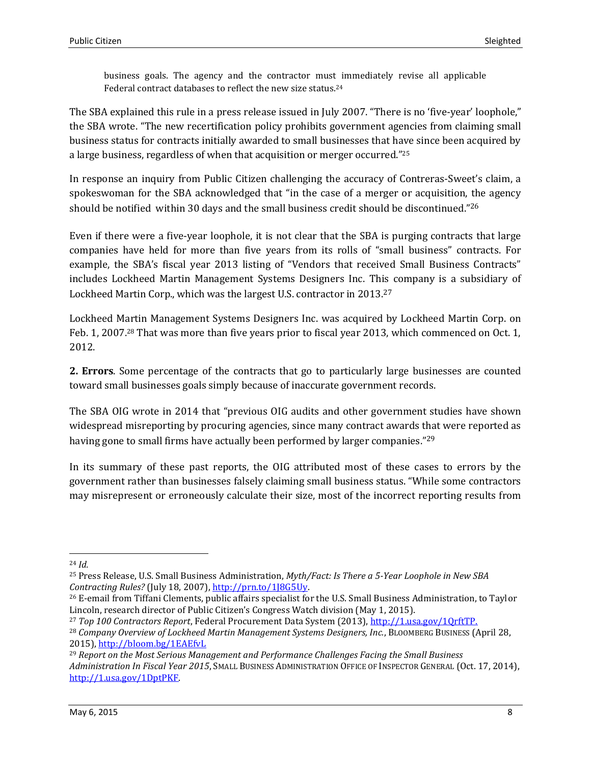> business goals. The agency and the contractor must immediately revise all applicable Federal contract databases to reflect the new size status.[24]

The SBA explained this rule in a press release issued in July 2007. "There is no 'five-year' loophole," the SBA wrote. "The new recertification policy prohibits government agencies from claiming small business status for contracts initially awarded to small businesses that have since been acquired by a large business, regardless of when that acquisition or merger occurred."[25]

In response an inquiry from Public Citizen challenging the accuracy of Contreras-Sweet's claim, a spokeswoman for the SBA acknowledged that "in the case of a merger or acquisition, the agency should be notified within 30 days and the small business credit should be discontinued."[26]

Even if there were a five-year loophole, it is not clear that the SBA is purging contracts that large companies have held for more than five years from its rolls of "small business" contracts. For example, the SBA's fiscal year 2013 listing of "Vendors that received Small Business Contracts" includes Lockheed Martin Management Systems Designers Inc. This company is a subsidiary of Lockheed Martin Corp., which was the largest U.S. contractor in 2013.[27]

Lockheed Martin Management Systems Designers Inc. was acquired by Lockheed Martin Corp. on Feb. 1, 2007.[28] That was more than five years prior to fiscal year 2013, which commenced on Oct. 1, 2012.

**2. Errors**. Some percentage of the contracts that go to particularly large businesses are counted toward small businesses goals simply because of inaccurate government records.

The SBA OIG wrote in 2014 that "previous OIG audits and other government studies have shown widespread misreporting by procuring agencies, since many contract awards that were reported as having gone to small firms have actually been performed by larger companies."[29]

In its summary of these past reports, the OIG attributed most of these cases to errors by the government rather than businesses falsely claiming small business status. "While some contractors may misrepresent or erroneously calculate their size, most of the incorrect reporting results from

---

[24] *Id.*

[25] Press Release, U.S. Small Business Administration, *Myth/Fact: Is There a 5-Year Loophole in New SBA Contracting Rules?* (July 18, 2007), http://prn.to/1J8G5Uy.

[26] E-mail from Tiffani Clements, public affairs specialist for the U.S. Small Business Administration, to Taylor Lincoln, research director of Public Citizen's Congress Watch division (May 1, 2015).

[27] *Top 100 Contractors Report*, Federal Procurement Data System (2013), http://1.usa.gov/1QrftTP.

[28] *Company Overview of Lockheed Martin Management Systems Designers, Inc.*, BLOOMBERG BUSINESS (April 28, 2015), http://bloom.bg/1EAEfvL

[29] *Report on the Most Serious Management and Performance Challenges Facing the Small Business Administration In Fiscal Year 2015*, SMALL BUSINESS ADMINISTRATION OFFICE OF INSPECTOR GENERAL (Oct. 17, 2014), http://1.usa.gov/1DptPKF.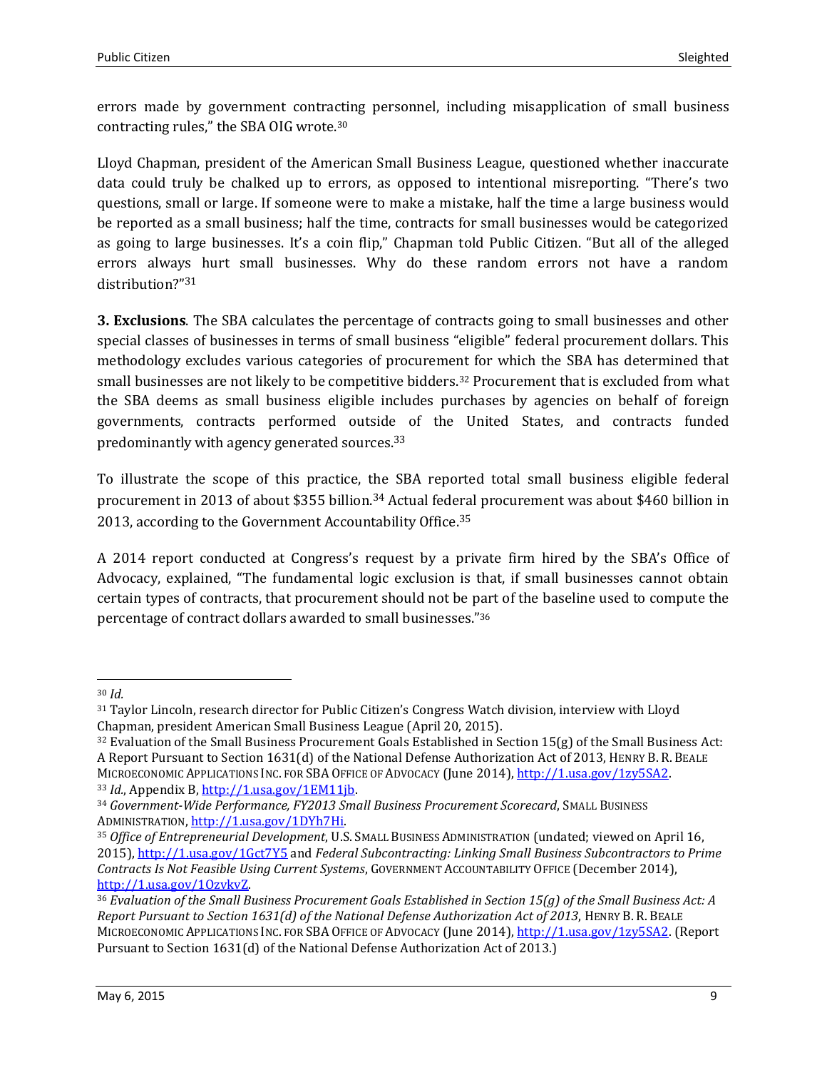errors made by government contracting personnel, including misapplication of small business contracting rules," the SBA OIG wrote.[30]

Lloyd Chapman, president of the American Small Business League, questioned whether inaccurate data could truly be chalked up to errors, as opposed to intentional misreporting. "There's two questions, small or large. If someone were to make a mistake, half the time a large business would be reported as a small business; half the time, contracts for small businesses would be categorized as going to large businesses. It's a coin flip," Chapman told Public Citizen. "But all of the alleged errors always hurt small businesses. Why do these random errors not have a random distribution?"[31]

**3. Exclusions**. The SBA calculates the percentage of contracts going to small businesses and other special classes of businesses in terms of small business "eligible" federal procurement dollars. This methodology excludes various categories of procurement for which the SBA has determined that small businesses are not likely to be competitive bidders.[32] Procurement that is excluded from what the SBA deems as small business eligible includes purchases by agencies on behalf of foreign governments, contracts performed outside of the United States, and contracts funded predominantly with agency generated sources.[33]

To illustrate the scope of this practice, the SBA reported total small business eligible federal procurement in 2013 of about $355 billion.[34] Actual federal procurement was about $460 billion in 2013, according to the Government Accountability Office.[35]

A 2014 report conducted at Congress's request by a private firm hired by the SBA's Office of Advocacy, explained, "The fundamental logic exclusion is that, if small businesses cannot obtain certain types of contracts, that procurement should not be part of the baseline used to compute the percentage of contract dollars awarded to small businesses."[36]

---

[30] *Id.*

[31] Taylor Lincoln, research director for Public Citizen's Congress Watch division, interview with Lloyd Chapman, president American Small Business League (April 20, 2015).

[32] Evaluation of the Small Business Procurement Goals Established in Section 15(g) of the Small Business Act: A Report Pursuant to Section 1631(d) of the National Defense Authorization Act of 2013, HENRY B. R. BEALE MICROECONOMIC APPLICATIONS INC. FOR SBA OFFICE OF ADVOCACY (June 2014), http://1.usa.gov/1zy5SA2.

[33] *Id.*, Appendix B, http://1.usa.gov/1EM11jb.

[34] *Government-Wide Performance, FY2013 Small Business Procurement Scorecard*, SMALL BUSINESS ADMINISTRATION, http://1.usa.gov/1DYh7Hi.

[35] *Office of Entrepreneurial Development*, U.S. SMALL BUSINESS ADMINISTRATION (undated; viewed on April 16, 2015), http://1.usa.gov/1Gct7Y5 and *Federal Subcontracting: Linking Small Business Subcontractors to Prime Contracts Is Not Feasible Using Current Systems*, GOVERNMENT ACCOUNTABILITY OFFICE (December 2014), http://1.usa.gov/1OzvkvZ.

[36] *Evaluation of the Small Business Procurement Goals Established in Section 15(g) of the Small Business Act: A Report Pursuant to Section 1631(d) of the National Defense Authorization Act of 2013*, HENRY B. R. BEALE MICROECONOMIC APPLICATIONS INC. FOR SBA OFFICE OF ADVOCACY (June 2014), http://1.usa.gov/1zy5SA2. (Report Pursuant to Section 1631(d) of the National Defense Authorization Act of 2013.)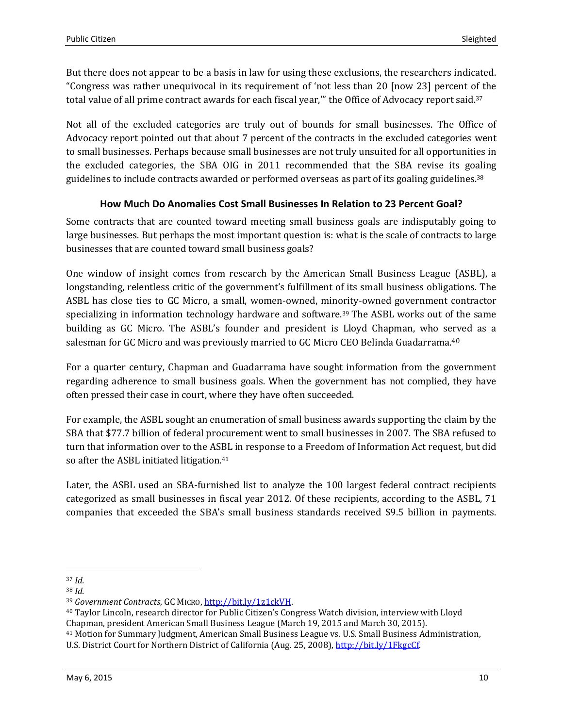But there does not appear to be a basis in law for using these exclusions, the researchers indicated. "Congress was rather unequivocal in its requirement of 'not less than 20 [now 23] percent of the total value of all prime contract awards for each fiscal year,'" the Office of Advocacy report said.[37]

Not all of the excluded categories are truly out of bounds for small businesses. The Office of Advocacy report pointed out that about 7 percent of the contracts in the excluded categories went to small businesses. Perhaps because small businesses are not truly unsuited for all opportunities in the excluded categories, the SBA OIG in 2011 recommended that the SBA revise its goaling guidelines to include contracts awarded or performed overseas as part of its goaling guidelines.[38]

### How Much Do Anomalies Cost Small Businesses In Relation to 23 Percent Goal?

Some contracts that are counted toward meeting small business goals are indisputably going to large businesses. But perhaps the most important question is: what is the scale of contracts to large businesses that are counted toward small business goals?

One window of insight comes from research by the American Small Business League (ASBL), a longstanding, relentless critic of the government's fulfillment of its small business obligations. The ASBL has close ties to GC Micro, a small, women-owned, minority-owned government contractor specializing in information technology hardware and software.[39] The ASBL works out of the same building as GC Micro. The ASBL's founder and president is Lloyd Chapman, who served as a salesman for GC Micro and was previously married to GC Micro CEO Belinda Guadarrama.[40]

For a quarter century, Chapman and Guadarrama have sought information from the government regarding adherence to small business goals. When the government has not complied, they have often pressed their case in court, where they have often succeeded.

For example, the ASBL sought an enumeration of small business awards supporting the claim by the SBA that $77.7 billion of federal procurement went to small businesses in 2007. The SBA refused to turn that information over to the ASBL in response to a Freedom of Information Act request, but did so after the ASBL initiated litigation.[41]

Later, the ASBL used an SBA-furnished list to analyze the 100 largest federal contract recipients categorized as small businesses in fiscal year 2012. Of these recipients, according to the ASBL, 71 companies that exceeded the SBA's small business standards received $9.5 billion in payments.

---

[37] *Id.*

[38] *Id.*

[39] *Government Contracts*, GC MICRO, http://bit.ly/1z1ckVH.

[40] Taylor Lincoln, research director for Public Citizen's Congress Watch division, interview with Lloyd Chapman, president American Small Business League (March 19, 2015 and March 30, 2015).

[41] Motion for Summary Judgment, American Small Business League vs. U.S. Small Business Administration, U.S. District Court for Northern District of California (Aug. 25, 2008), http://bit.ly/1FkgcCf.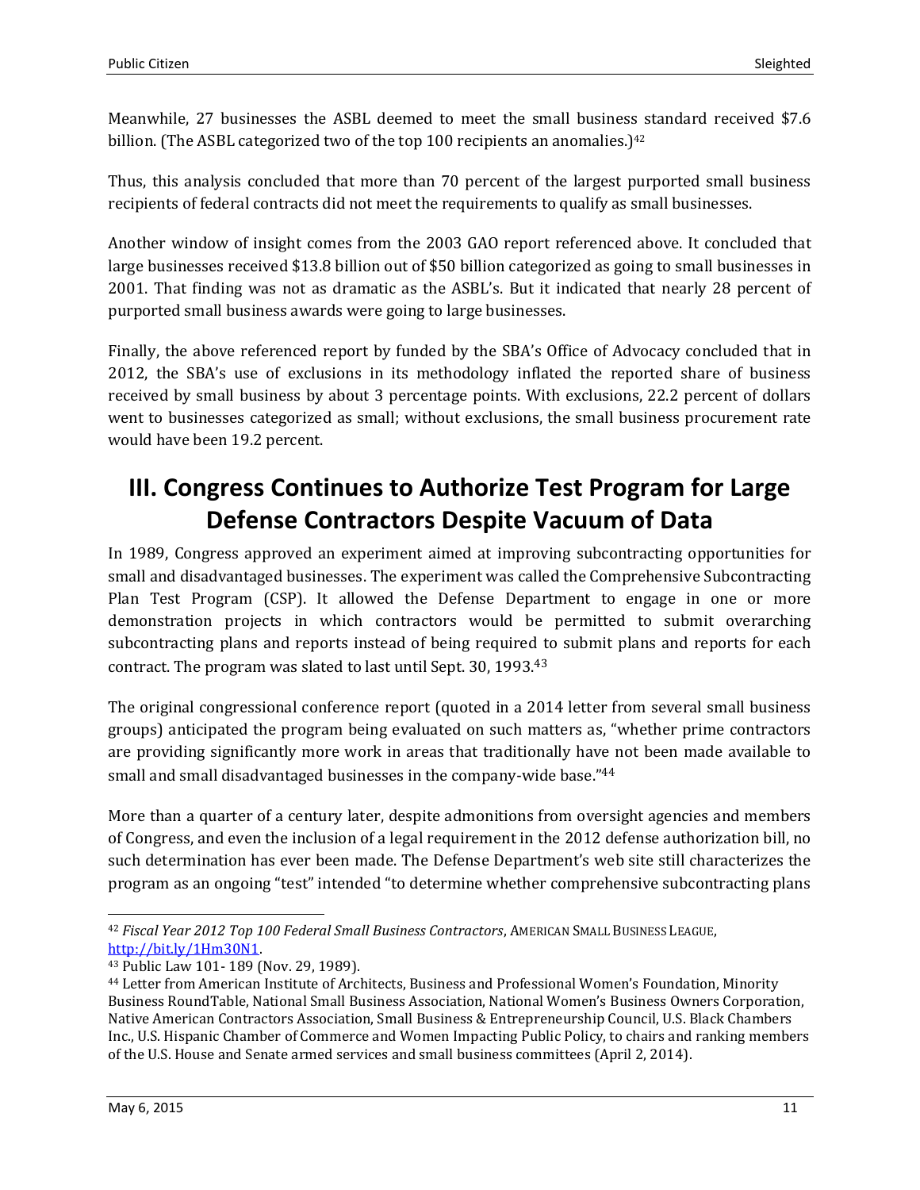Meanwhile, 27 businesses the ASBL deemed to meet the small business standard received $7.6 billion. (The ASBL categorized two of the top 100 recipients an anomalies.)[42]

Thus, this analysis concluded that more than 70 percent of the largest purported small business recipients of federal contracts did not meet the requirements to qualify as small businesses.

Another window of insight comes from the 2003 GAO report referenced above. It concluded that large businesses received $13.8 billion out of $50 billion categorized as going to small businesses in 2001. That finding was not as dramatic as the ASBL's. But it indicated that nearly 28 percent of purported small business awards were going to large businesses.

Finally, the above referenced report by funded by the SBA's Office of Advocacy concluded that in 2012, the SBA's use of exclusions in its methodology inflated the reported share of business received by small business by about 3 percentage points. With exclusions, 22.2 percent of dollars went to businesses categorized as small; without exclusions, the small business procurement rate would have been 19.2 percent.

## III. Congress Continues to Authorize Test Program for Large Defense Contractors Despite Vacuum of Data

In 1989, Congress approved an experiment aimed at improving subcontracting opportunities for small and disadvantaged businesses. The experiment was called the Comprehensive Subcontracting Plan Test Program (CSP). It allowed the Defense Department to engage in one or more demonstration projects in which contractors would be permitted to submit overarching subcontracting plans and reports instead of being required to submit plans and reports for each contract. The program was slated to last until Sept. 30, 1993.[43]

The original congressional conference report (quoted in a 2014 letter from several small business groups) anticipated the program being evaluated on such matters as, "whether prime contractors are providing significantly more work in areas that traditionally have not been made available to small and small disadvantaged businesses in the company-wide base."[44]

More than a quarter of a century later, despite admonitions from oversight agencies and members of Congress, and even the inclusion of a legal requirement in the 2012 defense authorization bill, no such determination has ever been made. The Defense Department's web site still characterizes the program as an ongoing "test" intended "to determine whether comprehensive subcontracting plans

---

[42] *Fiscal Year 2012 Top 100 Federal Small Business Contractors*, AMERICAN SMALL BUSINESS LEAGUE, http://bit.ly/1Hm30N1.

[43] Public Law 101- 189 (Nov. 29, 1989).

[44] Letter from American Institute of Architects, Business and Professional Women's Foundation, Minority Business RoundTable, National Small Business Association, National Women's Business Owners Corporation, Native American Contractors Association, Small Business & Entrepreneurship Council, U.S. Black Chambers Inc., U.S. Hispanic Chamber of Commerce and Women Impacting Public Policy, to chairs and ranking members of the U.S. House and Senate armed services and small business committees (April 2, 2014).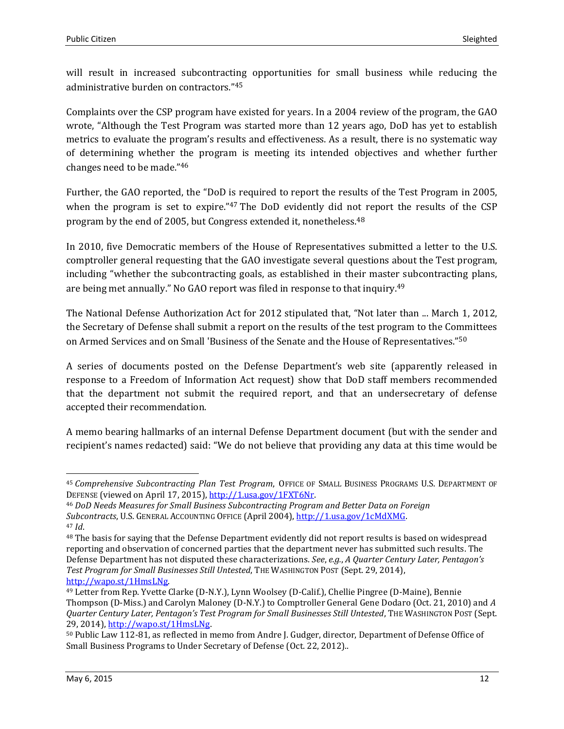will result in increased subcontracting opportunities for small business while reducing the administrative burden on contractors."[45]

Complaints over the CSP program have existed for years. In a 2004 review of the program, the GAO wrote, "Although the Test Program was started more than 12 years ago, DoD has yet to establish metrics to evaluate the program's results and effectiveness. As a result, there is no systematic way of determining whether the program is meeting its intended objectives and whether further changes need to be made."[46]

Further, the GAO reported, the "DoD is required to report the results of the Test Program in 2005, when the program is set to expire."[47] The DoD evidently did not report the results of the CSP program by the end of 2005, but Congress extended it, nonetheless.[48]

In 2010, five Democratic members of the House of Representatives submitted a letter to the U.S. comptroller general requesting that the GAO investigate several questions about the Test program, including "whether the subcontracting goals, as established in their master subcontracting plans, are being met annually." No GAO report was filed in response to that inquiry.[49]

The National Defense Authorization Act for 2012 stipulated that, "Not later than ... March 1, 2012, the Secretary of Defense shall submit a report on the results of the test program to the Committees on Armed Services and on Small 'Business of the Senate and the House of Representatives."[50]

A series of documents posted on the Defense Department's web site (apparently released in response to a Freedom of Information Act request) show that DoD staff members recommended that the department not submit the required report, and that an undersecretary of defense accepted their recommendation.

A memo bearing hallmarks of an internal Defense Department document (but with the sender and recipient's names redacted) said: "We do not believe that providing any data at this time would be

---

[45] *Comprehensive Subcontracting Plan Test Program*, OFFICE OF SMALL BUSINESS PROGRAMS U.S. DEPARTMENT OF DEFENSE (viewed on April 17, 2015), http://1.usa.gov/1FXT6Nr.

[46] *DoD Needs Measures for Small Business Subcontracting Program and Better Data on Foreign Subcontracts*, U.S. GENERAL ACCOUNTING OFFICE (April 2004), http://1.usa.gov/1cMdXMG.

[47] *Id*.

[48] The basis for saying that the Defense Department evidently did not report results is based on widespread reporting and observation of concerned parties that the department never has submitted such results. The Defense Department has not disputed these characterizations. *See*, *e.g.*, *A Quarter Century Later, Pentagon's Test Program for Small Businesses Still Untested*, THE WASHINGTON POST (Sept. 29, 2014), http://wapo.st/1HmsLNg.

[49] Letter from Rep. Yvette Clarke (D-N.Y.), Lynn Woolsey (D-Calif.), Chellie Pingree (D-Maine), Bennie Thompson (D-Miss.) and Carolyn Maloney (D-N.Y.) to Comptroller General Gene Dodaro (Oct. 21, 2010) and *A Quarter Century Later, Pentagon's Test Program for Small Businesses Still Untested*, THE WASHINGTON POST (Sept. 29, 2014), http://wapo.st/1HmsLNg.

[50] Public Law 112-81, as reflected in memo from Andre J. Gudger, director, Department of Defense Office of Small Business Programs to Under Secretary of Defense (Oct. 22, 2012)..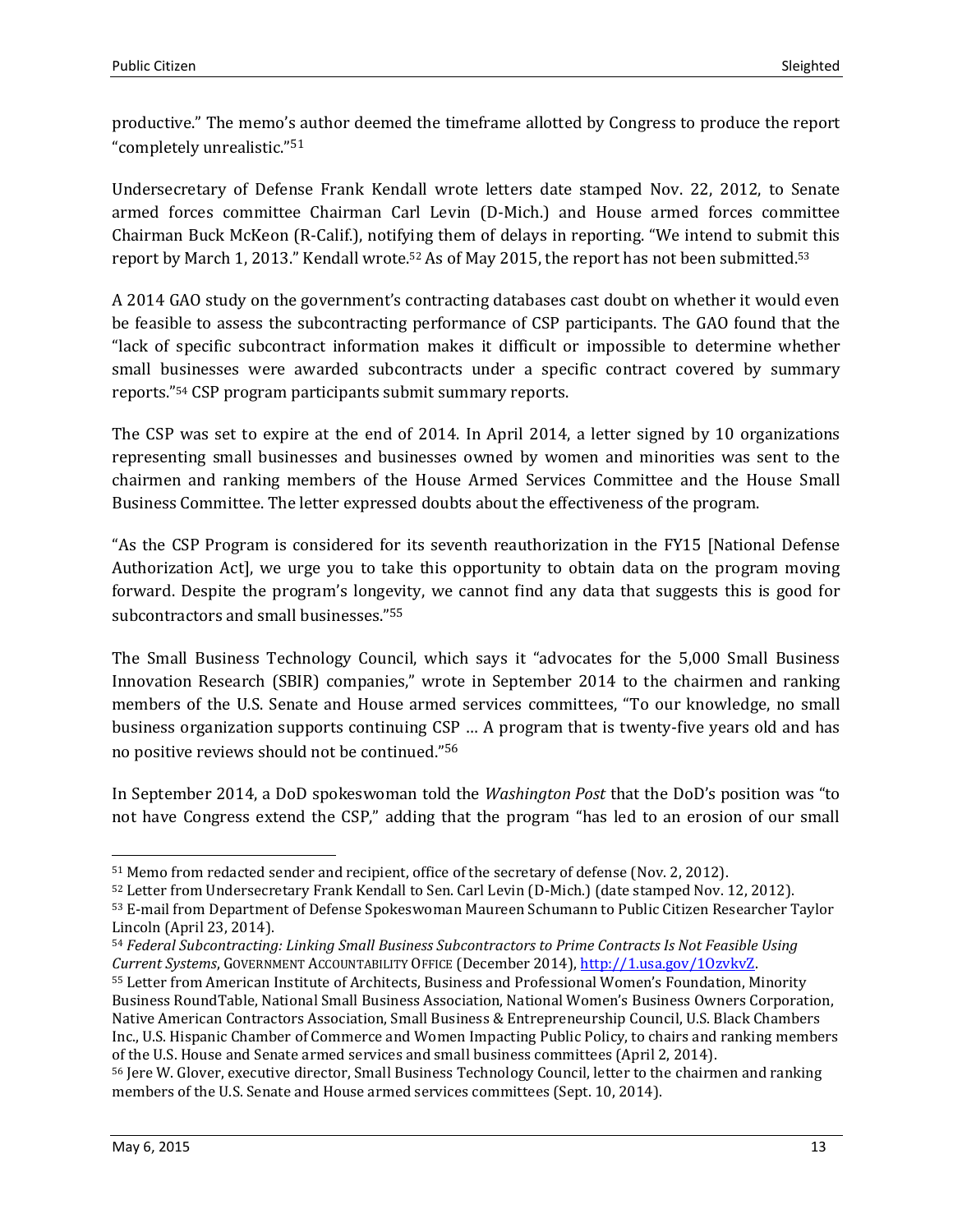productive." The memo's author deemed the timeframe allotted by Congress to produce the report "completely unrealistic."[51]

Undersecretary of Defense Frank Kendall wrote letters date stamped Nov. 22, 2012, to Senate armed forces committee Chairman Carl Levin (D-Mich.) and House armed forces committee Chairman Buck McKeon (R-Calif.), notifying them of delays in reporting. "We intend to submit this report by March 1, 2013." Kendall wrote.[52] As of May 2015, the report has not been submitted.[53]

A 2014 GAO study on the government's contracting databases cast doubt on whether it would even be feasible to assess the subcontracting performance of CSP participants. The GAO found that the "lack of specific subcontract information makes it difficult or impossible to determine whether small businesses were awarded subcontracts under a specific contract covered by summary reports."[54] CSP program participants submit summary reports.

The CSP was set to expire at the end of 2014. In April 2014, a letter signed by 10 organizations representing small businesses and businesses owned by women and minorities was sent to the chairmen and ranking members of the House Armed Services Committee and the House Small Business Committee. The letter expressed doubts about the effectiveness of the program.

"As the CSP Program is considered for its seventh reauthorization in the FY15 [National Defense Authorization Act], we urge you to take this opportunity to obtain data on the program moving forward. Despite the program's longevity, we cannot find any data that suggests this is good for subcontractors and small businesses."[55]

The Small Business Technology Council, which says it "advocates for the 5,000 Small Business Innovation Research (SBIR) companies," wrote in September 2014 to the chairmen and ranking members of the U.S. Senate and House armed services committees, "To our knowledge, no small business organization supports continuing CSP … A program that is twenty-five years old and has no positive reviews should not be continued."[56]

In September 2014, a DoD spokeswoman told the *Washington Post* that the DoD's position was "to not have Congress extend the CSP," adding that the program "has led to an erosion of our small

---

[51] Memo from redacted sender and recipient, office of the secretary of defense (Nov. 2, 2012).

[52] Letter from Undersecretary Frank Kendall to Sen. Carl Levin (D-Mich.) (date stamped Nov. 12, 2012).

[53] E-mail from Department of Defense Spokeswoman Maureen Schumann to Public Citizen Researcher Taylor Lincoln (April 23, 2014).

[54] *Federal Subcontracting: Linking Small Business Subcontractors to Prime Contracts Is Not Feasible Using Current Systems*, GOVERNMENT ACCOUNTABILITY OFFICE (December 2014), http://1.usa.gov/1OzvkvZ.

[55] Letter from American Institute of Architects, Business and Professional Women's Foundation, Minority Business RoundTable, National Small Business Association, National Women's Business Owners Corporation, Native American Contractors Association, Small Business & Entrepreneurship Council, U.S. Black Chambers Inc., U.S. Hispanic Chamber of Commerce and Women Impacting Public Policy, to chairs and ranking members of the U.S. House and Senate armed services and small business committees (April 2, 2014).

[56] Jere W. Glover, executive director, Small Business Technology Council, letter to the chairmen and ranking members of the U.S. Senate and House armed services committees (Sept. 10, 2014).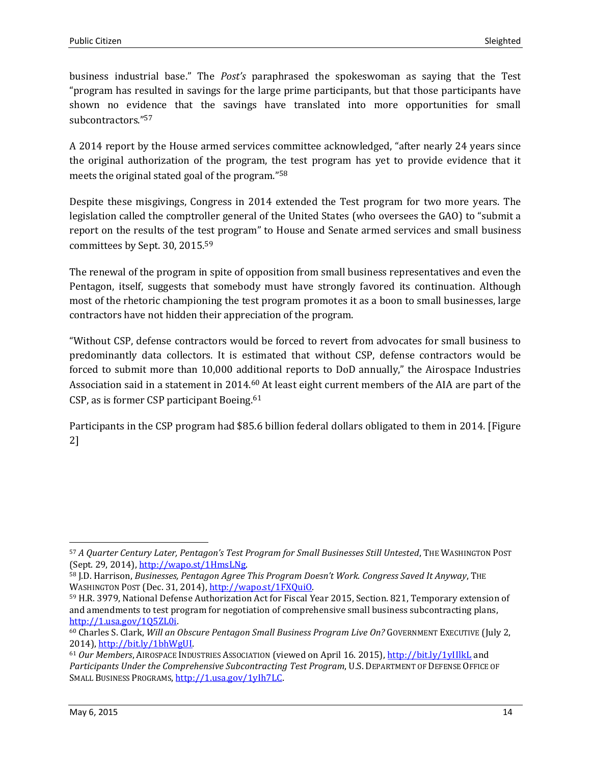business industrial base." The *Post's* paraphrased the spokeswoman as saying that the Test "program has resulted in savings for the large prime participants, but that those participants have shown no evidence that the savings have translated into more opportunities for small subcontractors."[57]

A 2014 report by the House armed services committee acknowledged, "after nearly 24 years since the original authorization of the program, the test program has yet to provide evidence that it meets the original stated goal of the program."[58]

Despite these misgivings, Congress in 2014 extended the Test program for two more years. The legislation called the comptroller general of the United States (who oversees the GAO) to "submit a report on the results of the test program" to House and Senate armed services and small business committees by Sept. 30, 2015.[59]

The renewal of the program in spite of opposition from small business representatives and even the Pentagon, itself, suggests that somebody must have strongly favored its continuation. Although most of the rhetoric championing the test program promotes it as a boon to small businesses, large contractors have not hidden their appreciation of the program.

"Without CSP, defense contractors would be forced to revert from advocates for small business to predominantly data collectors. It is estimated that without CSP, defense contractors would be forced to submit more than 10,000 additional reports to DoD annually," the Airospace Industries Association said in a statement in 2014.[60] At least eight current members of the AIA are part of the CSP, as is former CSP participant Boeing.[61]

Participants in the CSP program had $85.6 billion federal dollars obligated to them in 2014. [Figure 2]

---

[57] *A Quarter Century Later, Pentagon's Test Program for Small Businesses Still Untested*, THE WASHINGTON POST (Sept. 29, 2014), http://wapo.st/1HmsLNg.

[58] J.D. Harrison, *Businesses, Pentagon Agree This Program Doesn't Work. Congress Saved It Anyway*, THE WASHINGTON POST (Dec. 31, 2014), http://wapo.st/1FXQuiO.

[59] H.R. 3979, National Defense Authorization Act for Fiscal Year 2015, Section. 821, Temporary extension of and amendments to test program for negotiation of comprehensive small business subcontracting plans, http://1.usa.gov/1Q5ZL0i.

[60] Charles S. Clark, *Will an Obscure Pentagon Small Business Program Live On?* GOVERNMENT EXECUTIVE (July 2, 2014), http://bit.ly/1bhWgUI.

[61] *Our Members*, AIROSPACE INDUSTRIES ASSOCIATION (viewed on April 16. 2015), http://bit.ly/1yIIlkL and *Participants Under the Comprehensive Subcontracting Test Program*, U.S. DEPARTMENT OF DEFENSE OFFICE OF SMALL BUSINESS PROGRAMS, http://1.usa.gov/1yIh7LC.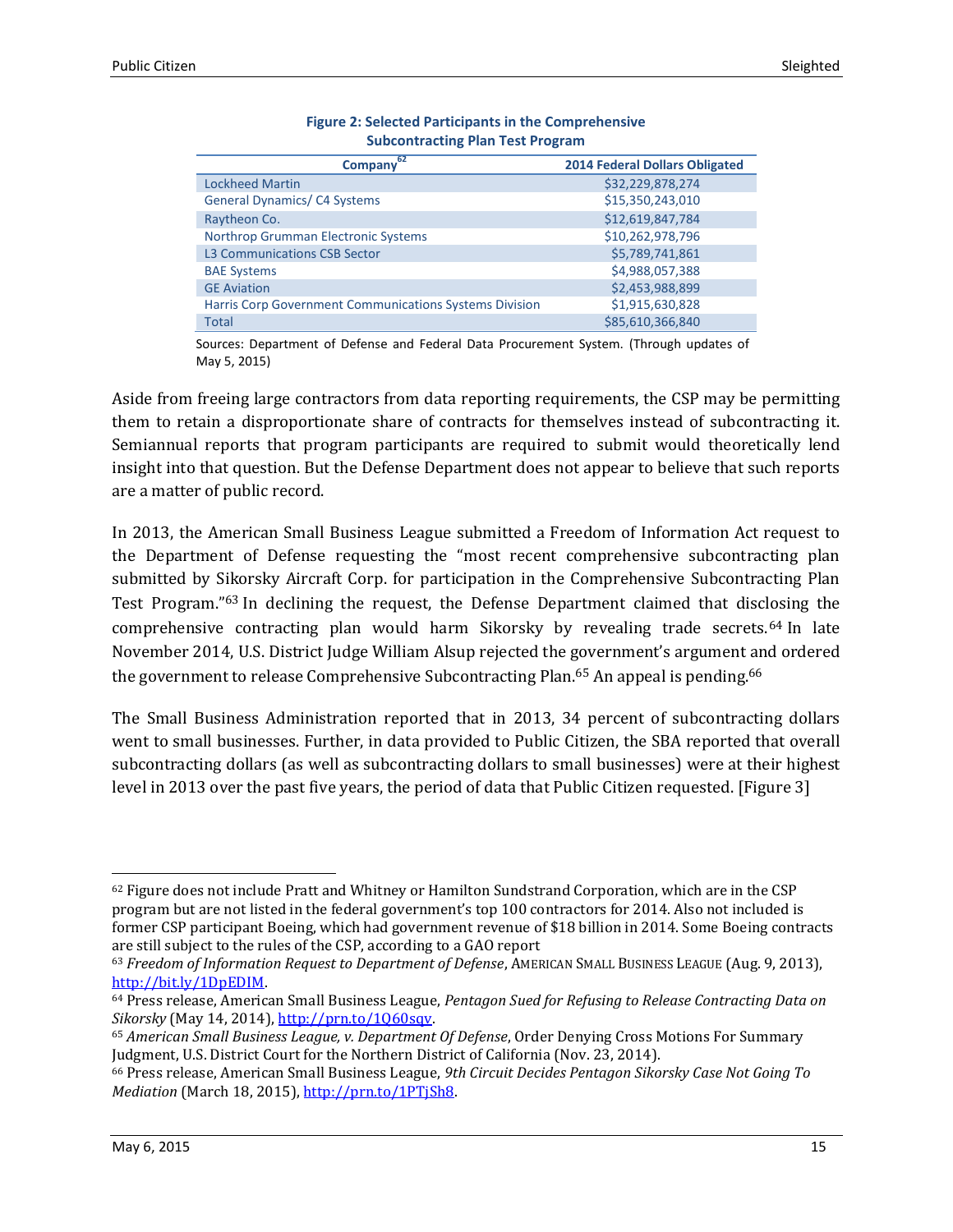**Figure 2: Selected Participants in the Comprehensive Subcontracting Plan Test Program**

| Company[62] | 2014 Federal Dollars Obligated |
|---|---|
| Lockheed Martin | $32,229,878,274 |
| General Dynamics/ C4 Systems | $15,350,243,010 |
| Raytheon Co. | $12,619,847,784 |
| Northrop Grumman Electronic Systems | $10,262,978,796 |
| L3 Communications CSB Sector | $5,789,741,861 |
| BAE Systems | $4,988,057,388 |
| GE Aviation | $2,453,988,899 |
| Harris Corp Government Communications Systems Division | $1,915,630,828 |
| Total | $85,610,366,840 |

Sources: Department of Defense and Federal Data Procurement System. (Through updates of May 5, 2015)

Aside from freeing large contractors from data reporting requirements, the CSP may be permitting them to retain a disproportionate share of contracts for themselves instead of subcontracting it. Semiannual reports that program participants are required to submit would theoretically lend insight into that question. But the Defense Department does not appear to believe that such reports are a matter of public record.

In 2013, the American Small Business League submitted a Freedom of Information Act request to the Department of Defense requesting the "most recent comprehensive subcontracting plan submitted by Sikorsky Aircraft Corp. for participation in the Comprehensive Subcontracting Plan Test Program."[63] In declining the request, the Defense Department claimed that disclosing the comprehensive contracting plan would harm Sikorsky by revealing trade secrets.[64] In late November 2014, U.S. District Judge William Alsup rejected the government's argument and ordered the government to release Comprehensive Subcontracting Plan.[65] An appeal is pending.[66]

The Small Business Administration reported that in 2013, 34 percent of subcontracting dollars went to small businesses. Further, in data provided to Public Citizen, the SBA reported that overall subcontracting dollars (as well as subcontracting dollars to small businesses) were at their highest level in 2013 over the past five years, the period of data that Public Citizen requested. [Figure 3]

---

[62] Figure does not include Pratt and Whitney or Hamilton Sundstrand Corporation, which are in the CSP program but are not listed in the federal government's top 100 contractors for 2014. Also not included is former CSP participant Boeing, which had government revenue of $18 billion in 2014. Some Boeing contracts are still subject to the rules of the CSP, according to a GAO report

[63] *Freedom of Information Request to Department of Defense*, AMERICAN SMALL BUSINESS LEAGUE (Aug. 9, 2013), http://bit.ly/1DpEDIM.

[64] Press release, American Small Business League, *Pentagon Sued for Refusing to Release Contracting Data on Sikorsky* (May 14, 2014), http://prn.to/1Q60sqv.

[65] *American Small Business League, v. Department Of Defense*, Order Denying Cross Motions For Summary Judgment, U.S. District Court for the Northern District of California (Nov. 23, 2014).

[66] Press release, American Small Business League, *9th Circuit Decides Pentagon Sikorsky Case Not Going To Mediation* (March 18, 2015), http://prn.to/1PTjSh8.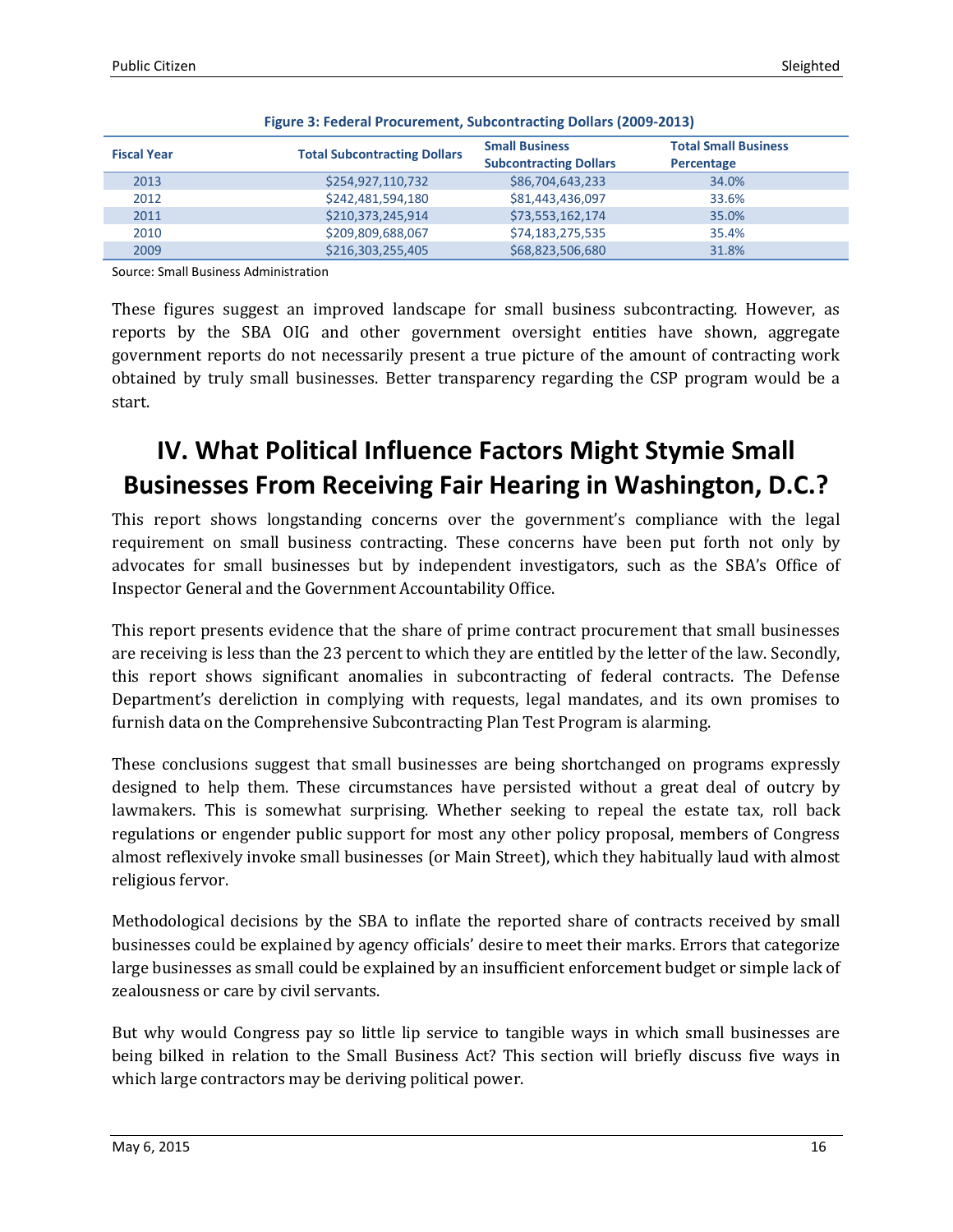**Figure 3: Federal Procurement, Subcontracting Dollars (2009-2013)**

| Fiscal Year | Total Subcontracting Dollars | Small Business Subcontracting Dollars | Total Small Business Percentage |
|---|---|---|---|
| 2013 | $254,927,110,732 | $86,704,643,233 | 34.0% |
| 2012 | $242,481,594,180 | $81,443,436,097 | 33.6% |
| 2011 | $210,373,245,914 | $73,553,162,174 | 35.0% |
| 2010 | $209,809,688,067 | $74,183,275,535 | 35.4% |
| 2009 | $216,303,255,405 | $68,823,506,680 | 31.8% |

Source: Small Business Administration

These figures suggest an improved landscape for small business subcontracting. However, as reports by the SBA OIG and other government oversight entities have shown, aggregate government reports do not necessarily present a true picture of the amount of contracting work obtained by truly small businesses. Better transparency regarding the CSP program would be a start.

# IV. What Political Influence Factors Might Stymie Small Businesses From Receiving Fair Hearing in Washington, D.C.?

This report shows longstanding concerns over the government's compliance with the legal requirement on small business contracting. These concerns have been put forth not only by advocates for small businesses but by independent investigators, such as the SBA's Office of Inspector General and the Government Accountability Office.

This report presents evidence that the share of prime contract procurement that small businesses are receiving is less than the 23 percent to which they are entitled by the letter of the law. Secondly, this report shows significant anomalies in subcontracting of federal contracts. The Defense Department's dereliction in complying with requests, legal mandates, and its own promises to furnish data on the Comprehensive Subcontracting Plan Test Program is alarming.

These conclusions suggest that small businesses are being shortchanged on programs expressly designed to help them. These circumstances have persisted without a great deal of outcry by lawmakers. This is somewhat surprising. Whether seeking to repeal the estate tax, roll back regulations or engender public support for most any other policy proposal, members of Congress almost reflexively invoke small businesses (or Main Street), which they habitually laud with almost religious fervor.

Methodological decisions by the SBA to inflate the reported share of contracts received by small businesses could be explained by agency officials' desire to meet their marks. Errors that categorize large businesses as small could be explained by an insufficient enforcement budget or simple lack of zealousness or care by civil servants.

But why would Congress pay so little lip service to tangible ways in which small businesses are being bilked in relation to the Small Business Act? This section will briefly discuss five ways in which large contractors may be deriving political power.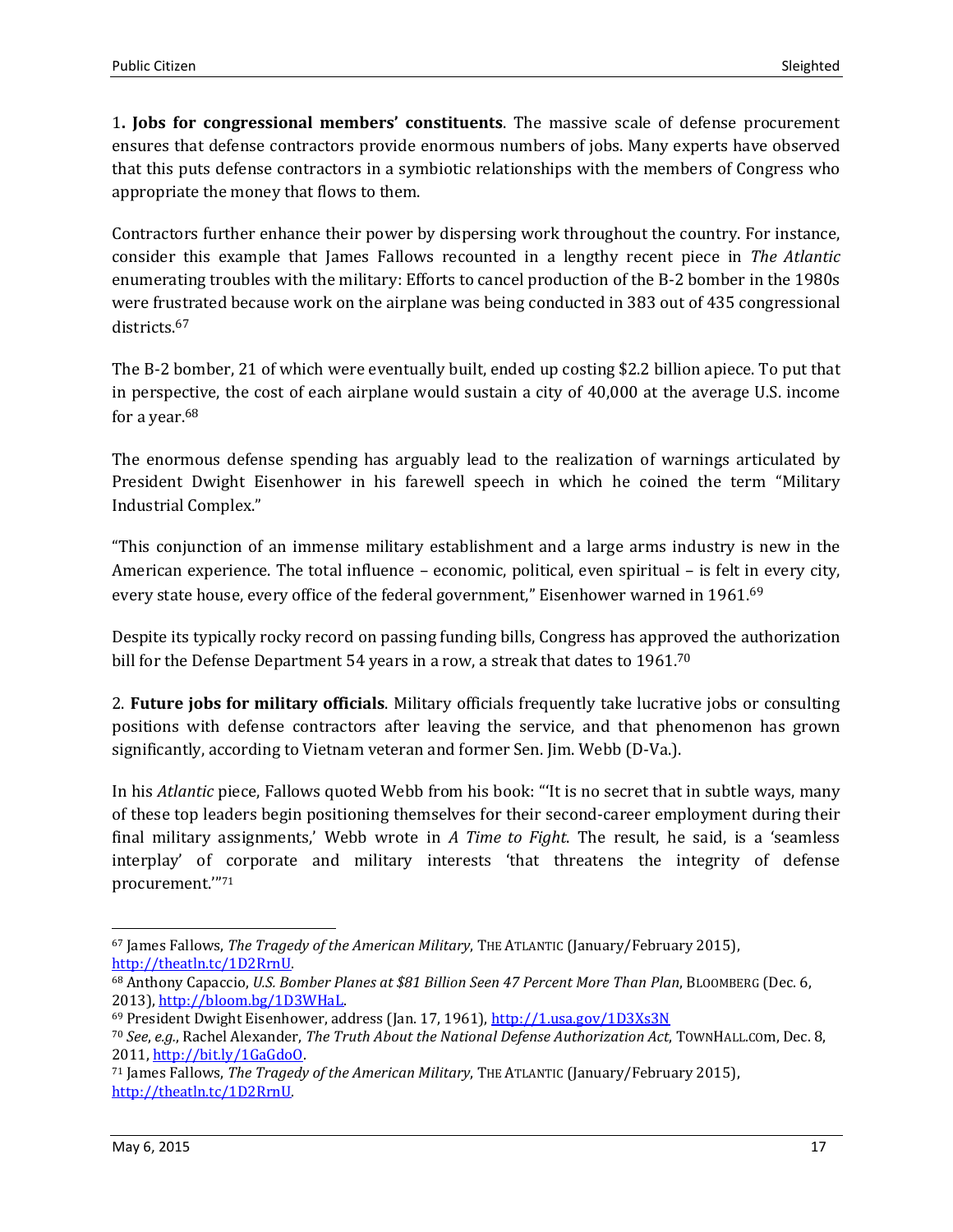1**. Jobs for congressional members' constituents**. The massive scale of defense procurement ensures that defense contractors provide enormous numbers of jobs. Many experts have observed that this puts defense contractors in a symbiotic relationships with the members of Congress who appropriate the money that flows to them.

Contractors further enhance their power by dispersing work throughout the country. For instance, consider this example that James Fallows recounted in a lengthy recent piece in *The Atlantic* enumerating troubles with the military: Efforts to cancel production of the B-2 bomber in the 1980s were frustrated because work on the airplane was being conducted in 383 out of 435 congressional districts.[67]

The B-2 bomber, 21 of which were eventually built, ended up costing $2.2 billion apiece. To put that in perspective, the cost of each airplane would sustain a city of 40,000 at the average U.S. income for a year.[68]

The enormous defense spending has arguably lead to the realization of warnings articulated by President Dwight Eisenhower in his farewell speech in which he coined the term "Military Industrial Complex."

"This conjunction of an immense military establishment and a large arms industry is new in the American experience. The total influence – economic, political, even spiritual – is felt in every city, every state house, every office of the federal government," Eisenhower warned in 1961.[69]

Despite its typically rocky record on passing funding bills, Congress has approved the authorization bill for the Defense Department 54 years in a row, a streak that dates to 1961.[70]

2. **Future jobs for military officials**. Military officials frequently take lucrative jobs or consulting positions with defense contractors after leaving the service, and that phenomenon has grown significantly, according to Vietnam veteran and former Sen. Jim. Webb (D-Va.).

In his *Atlantic* piece, Fallows quoted Webb from his book: "'It is no secret that in subtle ways, many of these top leaders begin positioning themselves for their second-career employment during their final military assignments,' Webb wrote in *A Time to Fight*. The result, he said, is a 'seamless interplay' of corporate and military interests 'that threatens the integrity of defense procurement.'"[71]

---

[67] James Fallows, *The Tragedy of the American Military*, THE ATLANTIC (January/February 2015), http://theatln.tc/1D2RrnU.

[68] Anthony Capaccio, *U.S. Bomber Planes at $81 Billion Seen 47 Percent More Than Plan*, BLOOMBERG (Dec. 6, 2013), http://bloom.bg/1D3WHaL.

[69] President Dwight Eisenhower, address (Jan. 17, 1961), http://1.usa.gov/1D3Xs3N

[70] *See*, *e.g.*, Rachel Alexander, *The Truth About the National Defense Authorization Act*, TOWNHALL.COM, Dec. 8, 2011, http://bit.ly/1GaGdoO.

[71] James Fallows, *The Tragedy of the American Military*, THE ATLANTIC (January/February 2015), http://theatln.tc/1D2RrnU.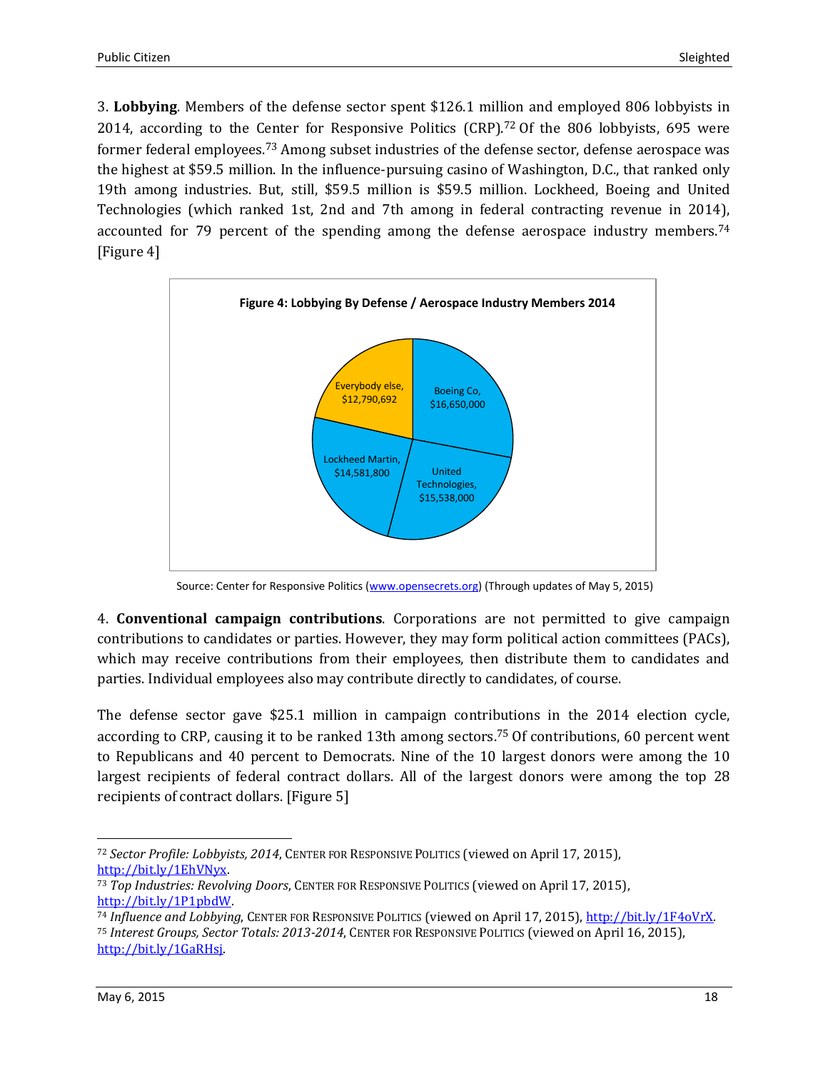3. **Lobbying**. Members of the defense sector spent $126.1 million and employed 806 lobbyists in 2014, according to the Center for Responsive Politics (CRP).[72] Of the 806 lobbyists, 695 were former federal employees.[73] Among subset industries of the defense sector, defense aerospace was the highest at $59.5 million. In the influence-pursuing casino of Washington, D.C., that ranked only 19th among industries. But, still, $59.5 million is $59.5 million. Lockheed, Boeing and United Technologies (which ranked 1st, 2nd and 7th among in federal contracting revenue in 2014), accounted for 79 percent of the spending among the defense aerospace industry members.[74] [Figure 4]

**Figure 4: Lobbying By Defense / Aerospace Industry Members 2014**

| Member | Lobbying spending |
|---|---|
| Boeing Co | $16,650,000 |
| United Technologies | $15,538,000 |
| Lockheed Martin | $14,581,800 |
| Everybody else | $12,790,692 |

Source: Center for Responsive Politics (www.opensecrets.org) (Through updates of May 5, 2015)

4. **Conventional campaign contributions**. Corporations are not permitted to give campaign contributions to candidates or parties. However, they may form political action committees (PACs), which may receive contributions from their employees, then distribute them to candidates and parties. Individual employees also may contribute directly to candidates, of course.

The defense sector gave $25.1 million in campaign contributions in the 2014 election cycle, according to CRP, causing it to be ranked 13th among sectors.[75] Of contributions, 60 percent went to Republicans and 40 percent to Democrats. Nine of the 10 largest donors were among the 10 largest recipients of federal contract dollars. All of the largest donors were among the top 28 recipients of contract dollars. [Figure 5]

---

[72] *Sector Profile: Lobbyists, 2014*, Center for Responsive Politics (viewed on April 17, 2015), http://bit.ly/1EhVNyx.

[73] *Top Industries: Revolving Doors*, Center for Responsive Politics (viewed on April 17, 2015), http://bit.ly/1P1pbdW.

[74] *Influence and Lobbying*, Center for Responsive Politics (viewed on April 17, 2015), http://bit.ly/1F4oVrX.

[75] *Interest Groups, Sector Totals: 2013-2014*, Center for Responsive Politics (viewed on April 16, 2015), http://bit.ly/1GaRHsj.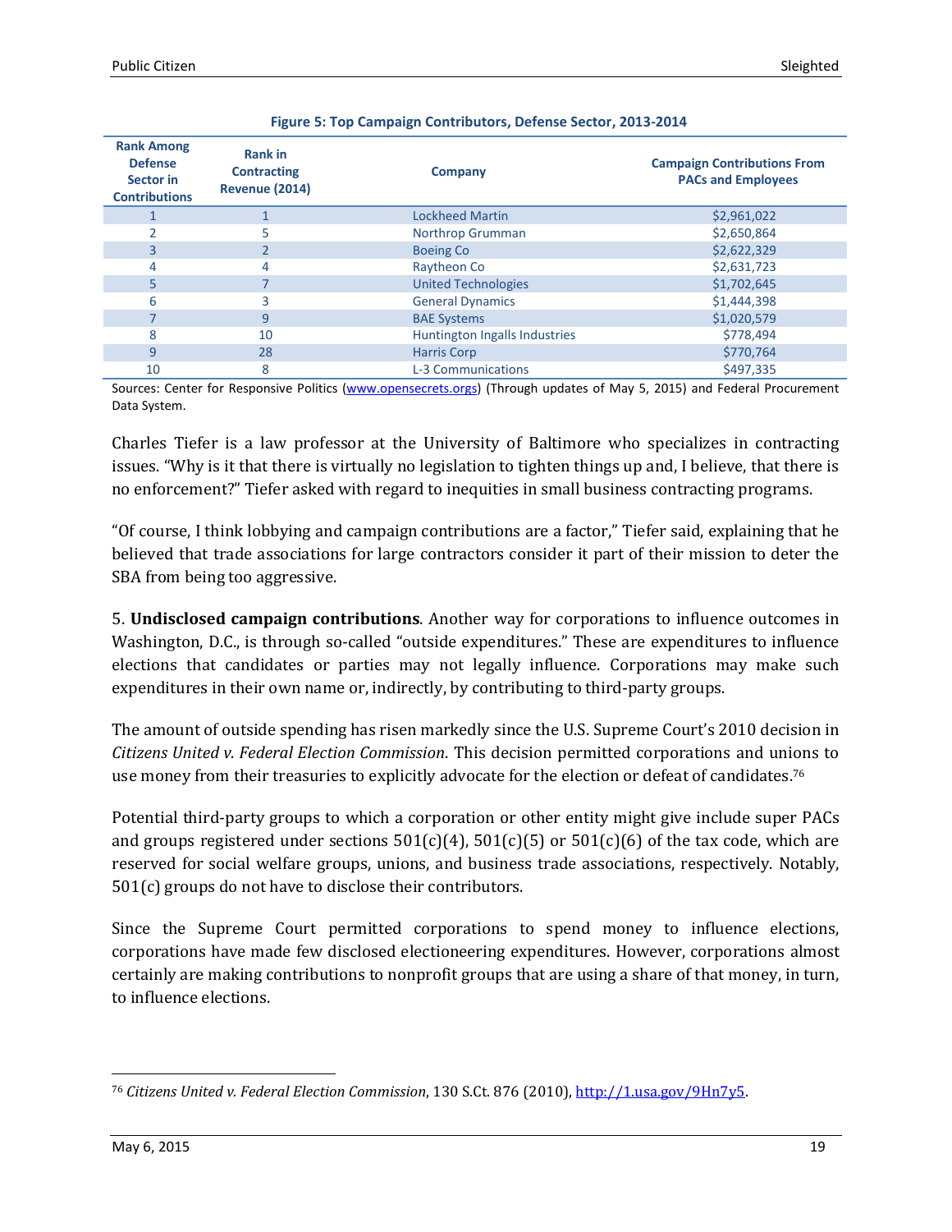**Figure 5: Top Campaign Contributors, Defense Sector, 2013-2014**

| Rank Among Defense Sector in Contributions | Rank in Contracting Revenue (2014) | Company | Campaign Contributions From PACs and Employees |
|---|---|---|---|
| 1 | 1 | Lockheed Martin | $2,961,022 |
| 2 | 5 | Northrop Grumman | $2,650,864 |
| 3 | 2 | Boeing Co | $2,622,329 |
| 4 | 4 | Raytheon Co | $2,631,723 |
| 5 | 7 | United Technologies | $1,702,645 |
| 6 | 3 | General Dynamics | $1,444,398 |
| 7 | 9 | BAE Systems | $1,020,579 |
| 8 | 10 | Huntington Ingalls Industries | $778,494 |
| 9 | 28 | Harris Corp | $770,764 |
| 10 | 8 | L-3 Communications | $497,335 |

Sources: Center for Responsive Politics (www.opensecrets.orgs) (Through updates of May 5, 2015) and Federal Procurement Data System.

Charles Tiefer is a law professor at the University of Baltimore who specializes in contracting issues. "Why is it that there is virtually no legislation to tighten things up and, I believe, that there is no enforcement?" Tiefer asked with regard to inequities in small business contracting programs.

"Of course, I think lobbying and campaign contributions are a factor," Tiefer said, explaining that he believed that trade associations for large contractors consider it part of their mission to deter the SBA from being too aggressive.

5. **Undisclosed campaign contributions**. Another way for corporations to influence outcomes in Washington, D.C., is through so-called "outside expenditures." These are expenditures to influence elections that candidates or parties may not legally influence. Corporations may make such expenditures in their own name or, indirectly, by contributing to third-party groups.

The amount of outside spending has risen markedly since the U.S. Supreme Court's 2010 decision in *Citizens United v. Federal Election Commission*. This decision permitted corporations and unions to use money from their treasuries to explicitly advocate for the election or defeat of candidates.[76]

Potential third-party groups to which a corporation or other entity might give include super PACs and groups registered under sections 501(c)(4), 501(c)(5) or 501(c)(6) of the tax code, which are reserved for social welfare groups, unions, and business trade associations, respectively. Notably, 501(c) groups do not have to disclose their contributors.

Since the Supreme Court permitted corporations to spend money to influence elections, corporations have made few disclosed electioneering expenditures. However, corporations almost certainly are making contributions to nonprofit groups that are using a share of that money, in turn, to influence elections.

---

[76] *Citizens United v. Federal Election Commission*, 130 S.Ct. 876 (2010), http://1.usa.gov/9Hn7y5.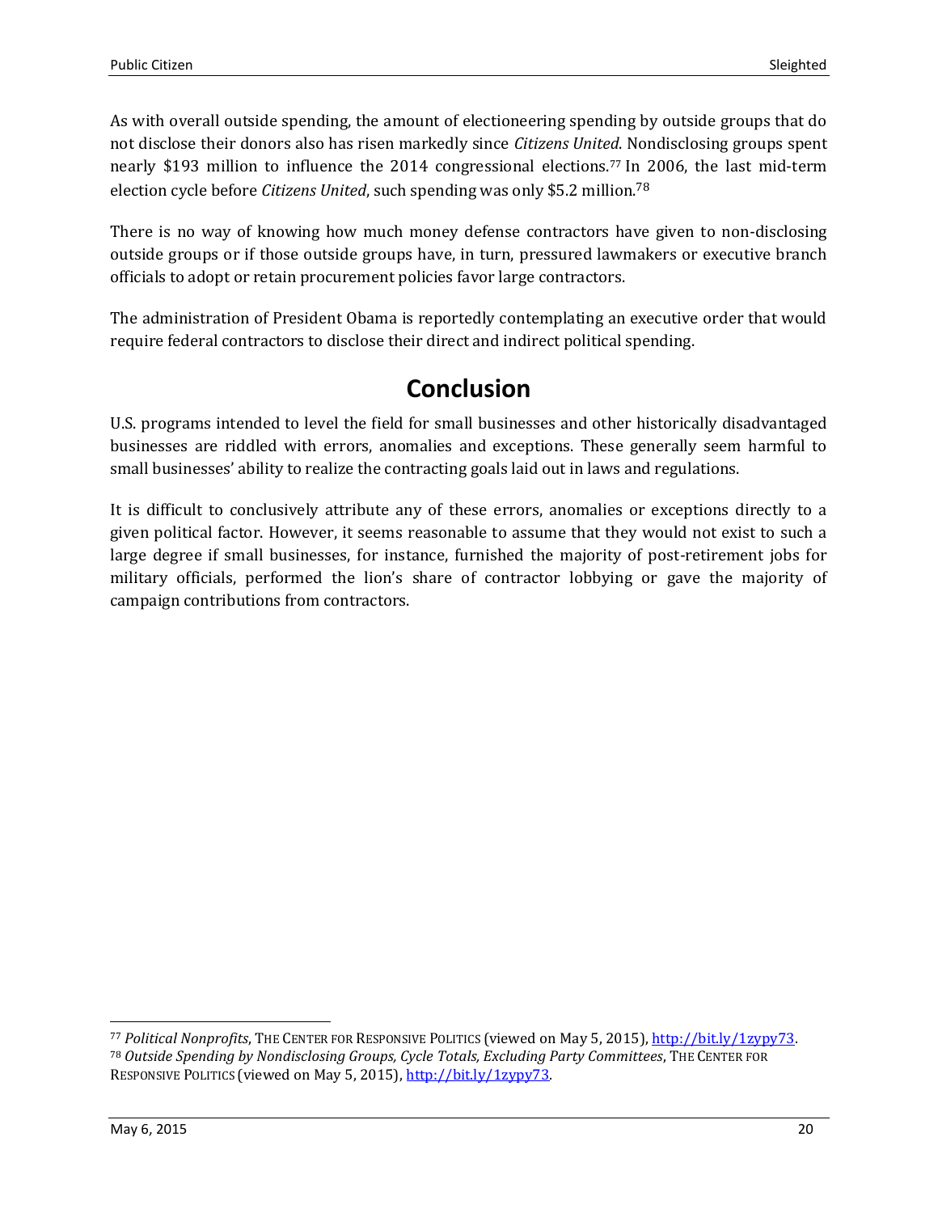As with overall outside spending, the amount of electioneering spending by outside groups that do not disclose their donors also has risen markedly since *Citizens United*. Nondisclosing groups spent nearly $193 million to influence the 2014 congressional elections.[77] In 2006, the last mid-term election cycle before *Citizens United*, such spending was only $5.2 million.[78]

There is no way of knowing how much money defense contractors have given to non-disclosing outside groups or if those outside groups have, in turn, pressured lawmakers or executive branch officials to adopt or retain procurement policies favor large contractors.

The administration of President Obama is reportedly contemplating an executive order that would require federal contractors to disclose their direct and indirect political spending.

# Conclusion

U.S. programs intended to level the field for small businesses and other historically disadvantaged businesses are riddled with errors, anomalies and exceptions. These generally seem harmful to small businesses' ability to realize the contracting goals laid out in laws and regulations.

It is difficult to conclusively attribute any of these errors, anomalies or exceptions directly to a given political factor. However, it seems reasonable to assume that they would not exist to such a large degree if small businesses, for instance, furnished the majority of post-retirement jobs for military officials, performed the lion's share of contractor lobbying or gave the majority of campaign contributions from contractors.

---

[77] *Political Nonprofits*, THE CENTER FOR RESPONSIVE POLITICS (viewed on May 5, 2015), http://bit.ly/1zypy73.

[78] *Outside Spending by Nondisclosing Groups, Cycle Totals, Excluding Party Committees*, THE CENTER FOR RESPONSIVE POLITICS (viewed on May 5, 2015), http://bit.ly/1zypy73.